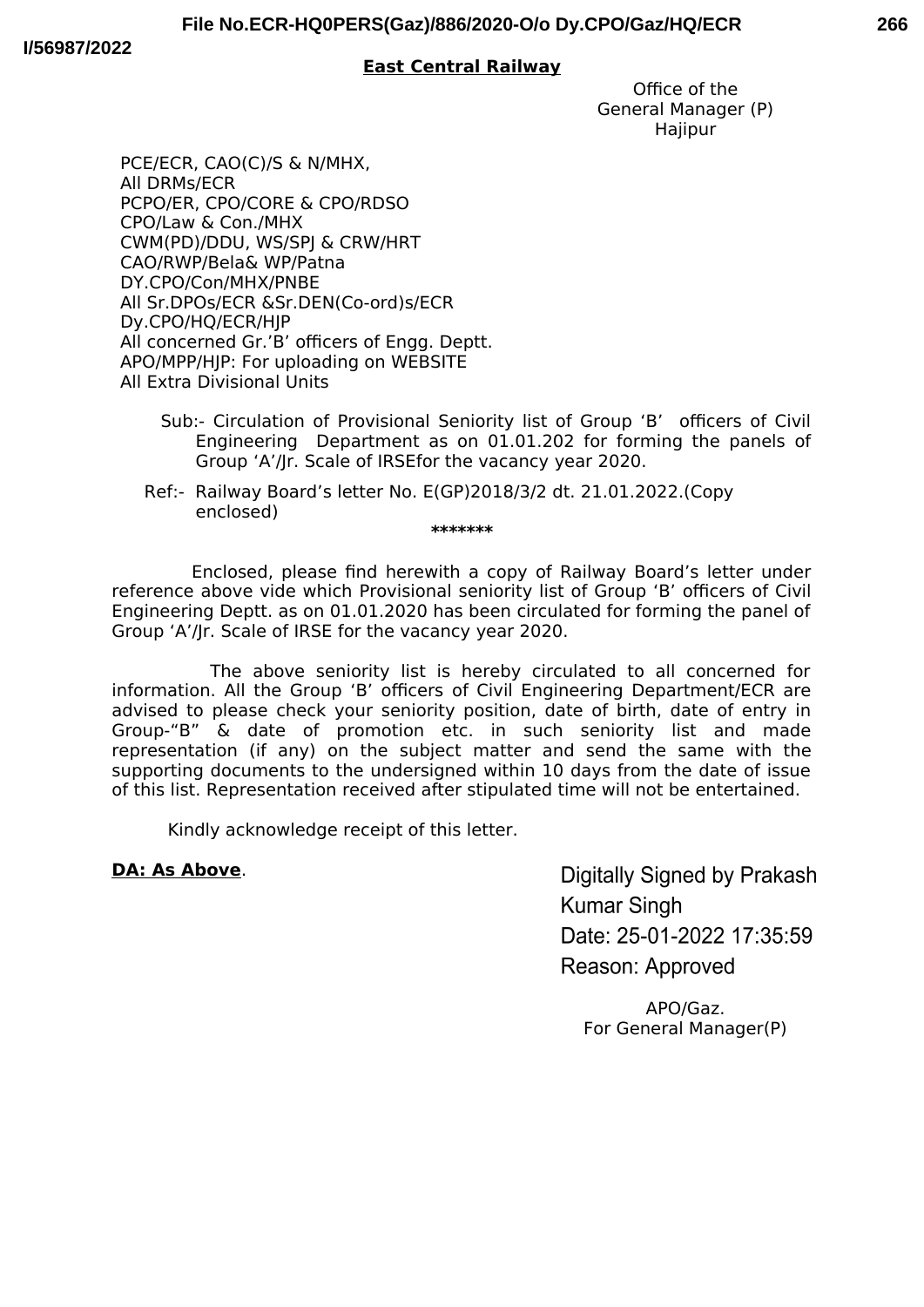**File No.ECR-HQ0PERS(Gaz)/886/2020-O/o Dy.CPO/Gaz/HQ/ECR**

**I/56987/2022**

**East Central Railway**

Office of the
General Manager (P)
Hajipur

PCE/ECR, CAO(C)/S & N/MHX,
All DRMs/ECR
PCPO/ER, CPO/CORE & CPO/RDSO
CPO/Law & Con./MHX
CWM(PD)/DDU, WS/SPJ & CRW/HRT
CAO/RWP/Bela& WP/Patna
DY.CPO/Con/MHX/PNBE
All Sr.DPOs/ECR &Sr.DEN(Co-ord)s/ECR
Dy.CPO/HQ/ECR/HJP
All concerned Gr.'B' officers of Engg. Deptt.
APO/MPP/HJP: For uploading on WEBSITE
All Extra Divisional Units

Sub:- Circulation of Provisional Seniority list of Group 'B' officers of Civil Engineering Department as on 01.01.202 for forming the panels of Group 'A'/Jr. Scale of IRSEfor the vacancy year 2020.

Ref:- Railway Board's letter No. E(GP)2018/3/2 dt. 21.01.2022.(Copy enclosed)

\*\*\*\*\*\*\*

Enclosed, please find herewith a copy of Railway Board's letter under reference above vide which Provisional seniority list of Group 'B' officers of Civil Engineering Deptt. as on 01.01.2020 has been circulated for forming the panel of Group 'A'/Jr. Scale of IRSE for the vacancy year 2020.

The above seniority list is hereby circulated to all concerned for information. All the Group 'B' officers of Civil Engineering Department/ECR are advised to please check your seniority position, date of birth, date of entry in Group-"B" & date of promotion etc. in such seniority list and made representation (if any) on the subject matter and send the same with the supporting documents to the undersigned within 10 days from the date of issue of this list. Representation received after stipulated time will not be entertained.

Kindly acknowledge receipt of this letter.

**DA: As Above**.

Digitally Signed by Prakash Kumar Singh
Date: 25-01-2022 17:35:59
Reason: Approved

APO/Gaz.
For General Manager(P)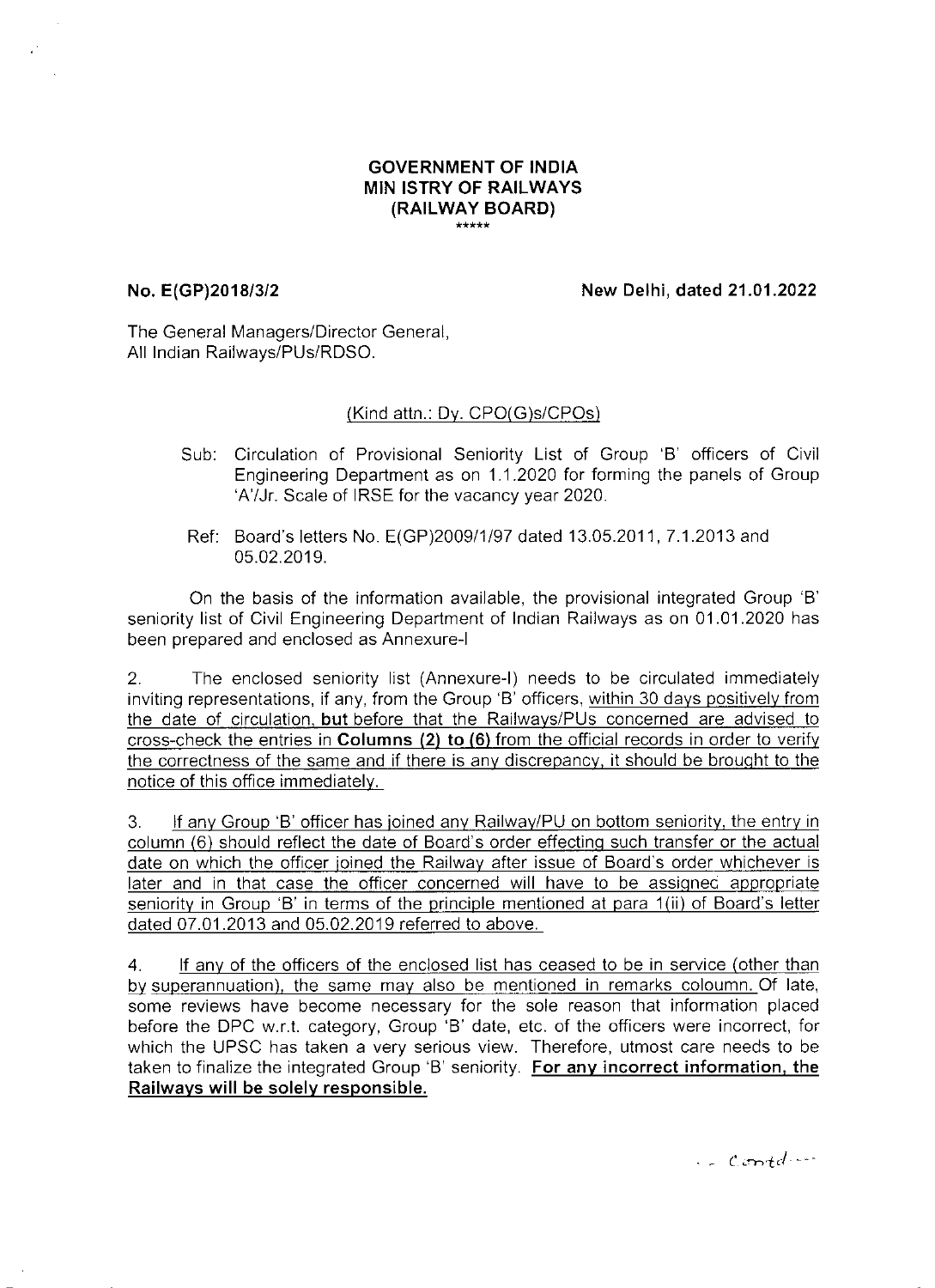**GOVERNMENT OF INDIA**
**MIN ISTRY OF RAILWAYS**
**(RAILWAY BOARD)**
\*\*\*\*\*

**No. E(GP)2018/3/2** **New Delhi, dated 21.01.2022**

The General Managers/Director General,
All Indian Railways/PUs/RDSO.

(Kind attn.: Dy. CPO(G)s/CPOs)

Sub: Circulation of Provisional Seniority List of Group 'B' officers of Civil Engineering Department as on 1.1.2020 for forming the panels of Group 'A'/Jr. Scale of IRSE for the vacancy year 2020.

Ref: Board's letters No. E(GP)2009/1/97 dated 13.05.2011, 7.1.2013 and 05.02.2019.

On the basis of the information available, the provisional integrated Group 'B' seniority list of Civil Engineering Department of Indian Railways as on 01.01.2020 has been prepared and enclosed as Annexure-I

2. The enclosed seniority list (Annexure-I) needs to be circulated immediately inviting representations, if any, from the Group 'B' officers, within 30 days positively from the date of circulation, **but** before that the Railways/PUs concerned are advised to cross-check the entries in **Columns (2) to (6)** from the official records in order to verify the correctness of the same and if there is any discrepancy, it should be brought to the notice of this office immediately.

3. If any Group 'B' officer has joined any Railway/PU on bottom seniority, the entry in column (6) should reflect the date of Board's order effecting such transfer or the actual date on which the officer joined the Railway after issue of Board's order whichever is later and in that case the officer concerned will have to be assigned appropriate seniority in Group 'B' in terms of the principle mentioned at para 1(ii) of Board's letter dated 07.01.2013 and 05.02.2019 referred to above.

4. If any of the officers of the enclosed list has ceased to be in service (other than by superannuation), the same may also be mentioned in remarks coloumn. Of late, some reviews have become necessary for the sole reason that information placed before the DPC w.r.t. category, Group 'B' date, etc. of the officers were incorrect, for which the UPSC has taken a very serious view. Therefore, utmost care needs to be taken to finalize the integrated Group 'B' seniority. **For any incorrect information, the Railways will be solely responsible.**

.. Contd...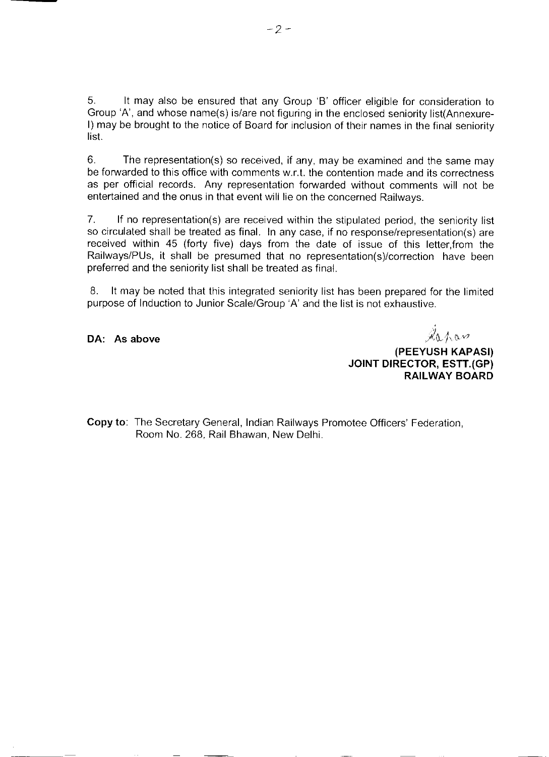5. It may also be ensured that any Group 'B' officer eligible for consideration to Group 'A', and whose name(s) is/are not figuring in the enclosed seniority list(Annexure-I) may be brought to the notice of Board for inclusion of their names in the final seniority list.

6. The representation(s) so received, if any, may be examined and the same may be forwarded to this office with comments w.r.t. the contention made and its correctness as per official records. Any representation forwarded without comments will not be entertained and the onus in that event will lie on the concerned Railways.

7. If no representation(s) are received within the stipulated period, the seniority list so circulated shall be treated as final. In any case, if no response/representation(s) are received within 45 (forty five) days from the date of issue of this letter,from the Railways/PUs, it shall be presumed that no representation(s)/correction have been preferred and the seniority list shall be treated as final.

8. It may be noted that this integrated seniority list has been prepared for the limited purpose of Induction to Junior Scale/Group 'A' and the list is not exhaustive.

**DA: As above**

**(PEEYUSH KAPASI)**
**JOINT DIRECTOR, ESTT.(GP)**
**RAILWAY BOARD**

**Copy to**: The Secretary General, Indian Railways Promotee Officers' Federation, Room No. 268, Rail Bhawan, New Delhi.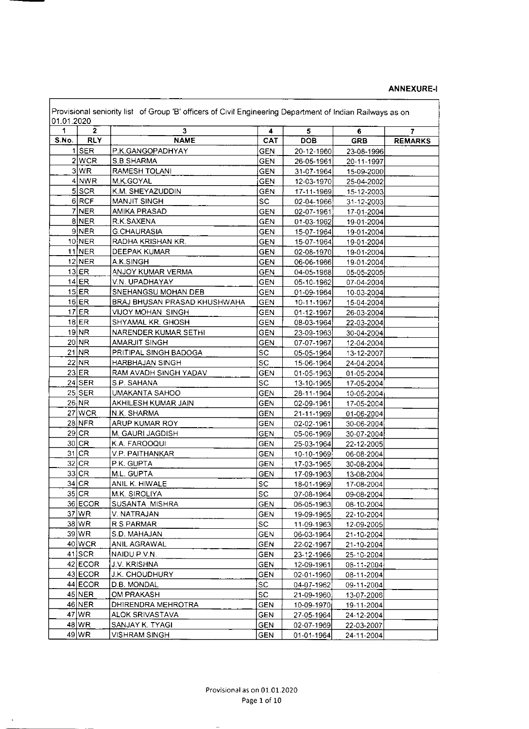**ANNEXURE-I**

Provisional seniority list of Group 'B' officers of Civil Engineering Department of Indian Railways as on 01.01.2020

| 1 | 2 | 3 | 4 | 5 | 6 | 7 |
|---|---|---|---|---|---|---|
| S.No. | RLY | NAME | CAT | DOB | GRB | REMARKS |
| 1 | SER | P.K.GANGOPADHYAY | GEN | 20-12-1960 | 23-08-1996 | |
| 2 | WCR | S.B.SHARMA | GEN | 26-05-1961 | 20-11-1997 | |
| 3 | WR | RAMESH TOLANI | GEN | 31-07-1964 | 15-09-2000 | |
| 4 | NWR | M.K.GOYAL | GEN | 12-03-1970 | 25-04-2002 | |
| 5 | SCR | K.M. SHEYAZUDDIN | GEN | 17-11-1969 | 15-12-2003 | |
| 6 | RCF | MANJIT SINGH | SC | 02-04-1966 | 31-12-2003 | |
| 7 | NER | AMIKA PRASAD | GEN | 02-07-1961 | 17-01-2004 | |
| 8 | NER | R.K.SAXENA | GEN | 01-03-1962 | 19-01-2004 | |
| 9 | NER | G.CHAURASIA | GEN | 15-07-1964 | 19-01-2004 | |
| 10 | NER | RADHA KRISHAN KR. | GEN | 15-07-1964 | 19-01-2004 | |
| 11 | NER | DEEPAK KUMAR | GEN | 02-08-1970 | 19-01-2004 | |
| 12 | NER | A.K.SINGH | GEN | 06-06-1966 | 19-01-2004 | |
| 13 | ER | ANJOY KUMAR VERMA | GEN | 04-05-1968 | 05-05-2005 | |
| 14 | ER | V.N. UPADHAYAY | GEN | 05-10-1962 | 07-04-2004 | |
| 15 | ER | SNEHANGSU MOHAN DEB | GEN | 01-09-1964 | 10-03-2004 | |
| 16 | ER | BRAJ BHUSAN PRASAD KHUSHWAHA | GEN | 10-11-1967 | 15-04-2004 | |
| 17 | ER | VIJOY MOHAN SINGH | GEN | 01-12-1967 | 26-03-2004 | |
| 18 | ER | SHYAMAL KR. GHOSH | GEN | 08-03-1964 | 22-03-2004 | |
| 19 | NR | NARENDER KUMAR SETHI | GEN | 23-09-1963 | 30-04-2004 | |
| 20 | NR | AMARJIT SINGH | GEN | 07-07-1967 | 12-04-2004 | |
| 21 | NR | PRITIPAL SINGH BADOGA | SC | 05-05-1964 | 13-12-2007 | |
| 22 | NR | HARBHAJAN SINGH | SC | 15-06-1964 | 24-04-2004 | |
| 23 | ER | RAM AVADH SINGH YADAV | GEN | 01-05-1963 | 01-05-2004 | |
| 24 | SER | S.P. SAHANA | SC | 13-10-1965 | 17-05-2004 | |
| 25 | SER | UMAKANTA SAHOO | GEN | 28-11-1964 | 10-05-2004 | |
| 26 | NR | AKHILESH KUMAR JAIN | GEN | 02-09-1961 | 17-05-2004 | |
| 27 | WCR | N.K. SHARMA | GEN | 21-11-1969 | 01-06-2004 | |
| 28 | NFR | ARUP KUMAR ROY | GEN | 02-02-1961 | 30-06-2004 | |
| 29 | CR | M. GAURI JAGDISH | GEN | 05-06-1969 | 30-07-2004 | |
| 30 | CR | K.A. FAROOQUI | GEN | 25-03-1964 | 22-12-2005 | |
| 31 | CR | V.P. PAITHANKAR | GEN | 10-10-1969 | 06-08-2004 | |
| 32 | CR | P.K. GUPTA | GEN | 17-03-1965 | 30-08-2004 | |
| 33 | CR | M.L. GUPTA | GEN | 17-09-1963 | 13-08-2004 | |
| 34 | CR | ANIL K. HIWALE | SC | 18-01-1969 | 17-08-2004 | |
| 35 | CR | M.K. SIROLIYA | SC | 07-08-1964 | 09-08-2004 | |
| 36 | ECOR | SUSANTA MISHRA | GEN | 06-05-1963 | 08-10-2004 | |
| 37 | WR | V. NATRAJAN | GEN | 19-09-1965 | 22-10-2004 | |
| 38 | WR | R S PARMAR | SC | 11-09-1963 | 12-09-2005 | |
| 39 | WR | S.D. MAHAJAN | GEN | 06-03-1964 | 21-10-2004 | |
| 40 | WCR | ANIL AGRAWAL | GEN | 22-02-1967 | 21-10-2004 | |
| 41 | SCR | NAIDU P.V.N. | GEN | 23-12-1966 | 25-10-2004 | |
| 42 | ECOR | J.V. KRISHNA | GEN | 12-09-1961 | 08-11-2004 | |
| 43 | ECOR | J.K. CHOUDHURY | GEN | 02-01-1960 | 08-11-2004 | |
| 44 | ECOR | D.B. MONDAL | SC | 04-07-1962 | 09-11-2004 | |
| 45 | NER | OM PRAKASH | SC | 21-09-1960 | 13-07-2006 | |
| 46 | NER | DHIRENDRA MEHROTRA | GEN | 10-09-1970 | 19-11-2004 | |
| 47 | WR | ALOK SRIVASTAVA | GEN | 27-05-1964 | 24-12-2004 | |
| 48 | WR | SANJAY K. TYAGI | GEN | 02-07-1969 | 22-03-2007 | |
| 49 | WR | VISHRAM SINGH | GEN | 01-01-1964 | 24-11-2004 | |

Provisional as on 01.01.2020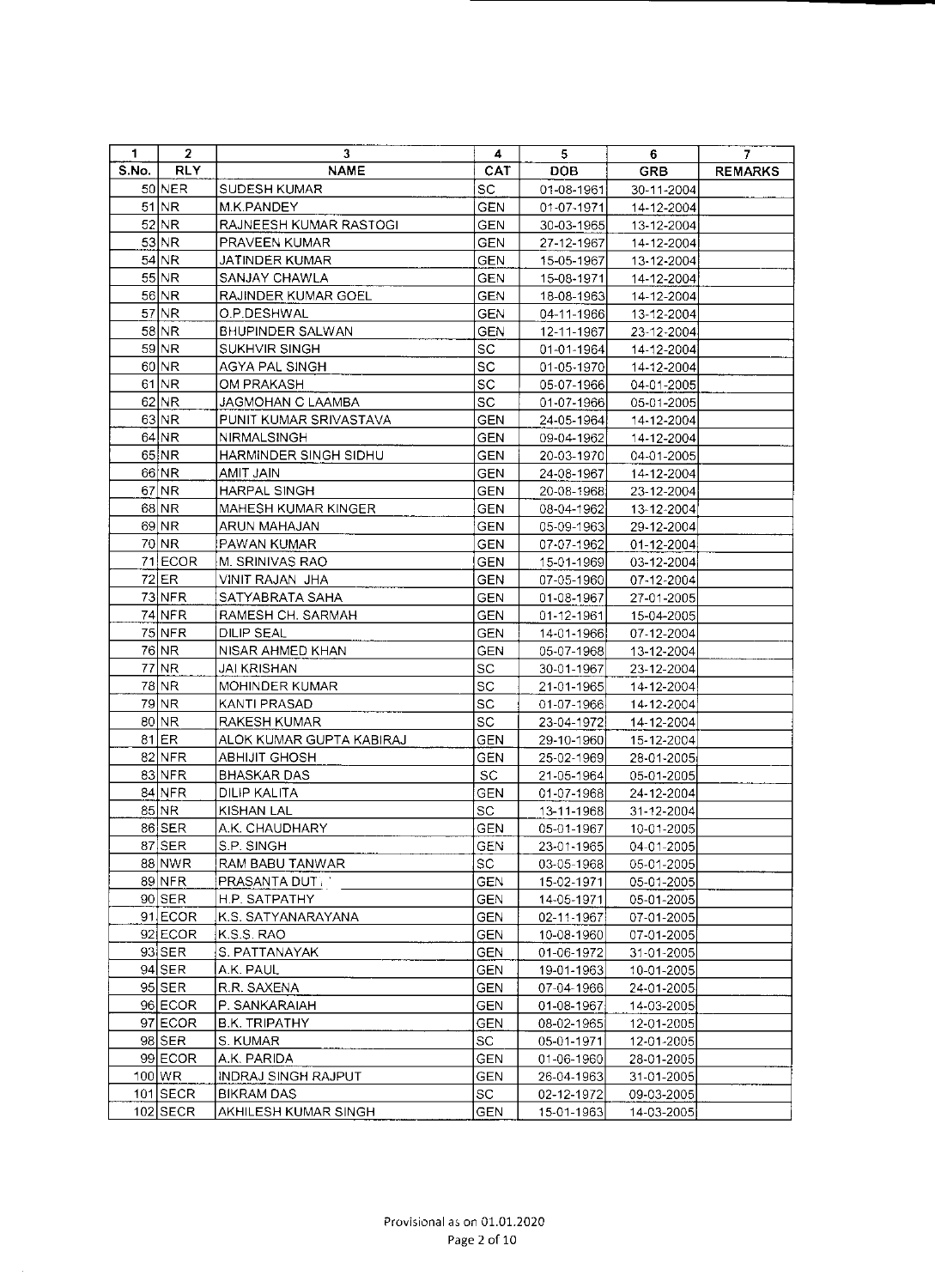| 1 | 2 | 3 | 4 | 5 | 6 | 7 |
|---|---|---|---|---|---|---|
| S.No. | RLY | NAME | CAT | DOB | GRB | REMARKS |
| 50 | NER | SUDESH KUMAR | SC | 01-08-1961 | 30-11-2004 | |
| 51 | NR | M.K.PANDEY | GEN | 01-07-1971 | 14-12-2004 | |
| 52 | NR | RAJNEESH KUMAR RASTOGI | GEN | 30-03-1965 | 13-12-2004 | |
| 53 | NR | PRAVEEN KUMAR | GEN | 27-12-1967 | 14-12-2004 | |
| 54 | NR | JATINDER KUMAR | GEN | 15-05-1967 | 13-12-2004 | |
| 55 | NR | SANJAY CHAWLA | GEN | 15-08-1971 | 14-12-2004 | |
| 56 | NR | RAJINDER KUMAR GOEL | GEN | 18-08-1963 | 14-12-2004 | |
| 57 | NR | O.P.DESHWAL | GEN | 04-11-1966 | 13-12-2004 | |
| 58 | NR | BHUPINDER SALWAN | GEN | 12-11-1967 | 23-12-2004 | |
| 59 | NR | SUKHVIR SINGH | SC | 01-01-1964 | 14-12-2004 | |
| 60 | NR | AGYA PAL SINGH | SC | 01-05-1970 | 14-12-2004 | |
| 61 | NR | OM PRAKASH | SC | 05-07-1966 | 04-01-2005 | |
| 62 | NR | JAGMOHAN C LAAMBA | SC | 01-07-1966 | 05-01-2005 | |
| 63 | NR | PUNIT KUMAR SRIVASTAVA | GEN | 24-05-1964 | 14-12-2004 | |
| 64 | NR | NIRMALSINGH | GEN | 09-04-1962 | 14-12-2004 | |
| 65 | NR | HARMINDER SINGH SIDHU | GEN | 20-03-1970 | 04-01-2005 | |
| 66 | NR | AMIT JAIN | GEN | 24-08-1967 | 14-12-2004 | |
| 67 | NR | HARPAL SINGH | GEN | 20-08-1968 | 23-12-2004 | |
| 68 | NR | MAHESH KUMAR KINGER | GEN | 08-04-1962 | 13-12-2004 | |
| 69 | NR | ARUN MAHAJAN | GEN | 05-09-1963 | 29-12-2004 | |
| 70 | NR | PAWAN KUMAR | GEN | 07-07-1962 | 01-12-2004 | |
| 71 | ECOR | M. SRINIVAS RAO | GEN | 15-01-1969 | 03-12-2004 | |
| 72 | ER | VINIT RAJAN JHA | GEN | 07-05-1960 | 07-12-2004 | |
| 73 | NFR | SATYABRATA SAHA | GEN | 01-08-1967 | 27-01-2005 | |
| 74 | NFR | RAMESH CH. SARMAH | GEN | 01-12-1961 | 15-04-2005 | |
| 75 | NFR | DILIP SEAL | GEN | 14-01-1966 | 07-12-2004 | |
| 76 | NR | NISAR AHMED KHAN | GEN | 05-07-1968 | 13-12-2004 | |
| 77 | NR | JAI KRISHAN | SC | 30-01-1967 | 23-12-2004 | |
| 78 | NR | MOHINDER KUMAR | SC | 21-01-1965 | 14-12-2004 | |
| 79 | NR | KANTI PRASAD | SC | 01-07-1966 | 14-12-2004 | |
| 80 | NR | RAKESH KUMAR | SC | 23-04-1972 | 14-12-2004 | |
| 81 | ER | ALOK KUMAR GUPTA KABIRAJ | GEN | 29-10-1960 | 15-12-2004 | |
| 82 | NFR | ABHIJIT GHOSH | GEN | 25-02-1969 | 28-01-2005 | |
| 83 | NFR | BHASKAR DAS | SC | 21-05-1964 | 05-01-2005 | |
| 84 | NFR | DILIP KALITA | GEN | 01-07-1968 | 24-12-2004 | |
| 85 | NR | KISHAN LAL | SC | 13-11-1968 | 31-12-2004 | |
| 86 | SER | A.K. CHAUDHARY | GEN | 05-01-1967 | 10-01-2005 | |
| 87 | SER | S.P. SINGH | GEN | 23-01-1965 | 04-01-2005 | |
| 88 | NWR | RAM BABU TANWAR | SC | 03-05-1968 | 05-01-2005 | |
| 89 | NFR | PRASANTA DUTTA | GEN | 15-02-1971 | 05-01-2005 | |
| 90 | SER | H.P. SATPATHY | GEN | 14-05-1971 | 05-01-2005 | |
| 91 | ECOR | K.S. SATYANARAYANA | GEN | 02-11-1967 | 07-01-2005 | |
| 92 | ECOR | K.S.S. RAO | GEN | 10-08-1960 | 07-01-2005 | |
| 93 | SER | S. PATTANAYAK | GEN | 01-06-1972 | 31-01-2005 | |
| 94 | SER | A.K. PAUL | GEN | 19-01-1963 | 10-01-2005 | |
| 95 | SER | R.R. SAXENA | GEN | 07-04-1966 | 24-01-2005 | |
| 96 | ECOR | P. SANKARAIAH | GEN | 01-08-1967 | 14-03-2005 | |
| 97 | ECOR | B.K. TRIPATHY | GEN | 08-02-1965 | 12-01-2005 | |
| 98 | SER | S. KUMAR | SC | 05-01-1971 | 12-01-2005 | |
| 99 | ECOR | A.K. PARIDA | GEN | 01-06-1960 | 28-01-2005 | |
| 100 | WR | INDRAJ SINGH RAJPUT | GEN | 26-04-1963 | 31-01-2005 | |
| 101 | SECR | BIKRAM DAS | SC | 02-12-1972 | 09-03-2005 | |
| 102 | SECR | AKHILESH KUMAR SINGH | GEN | 15-01-1963 | 14-03-2005 | |

Provisional as on 01.01.2020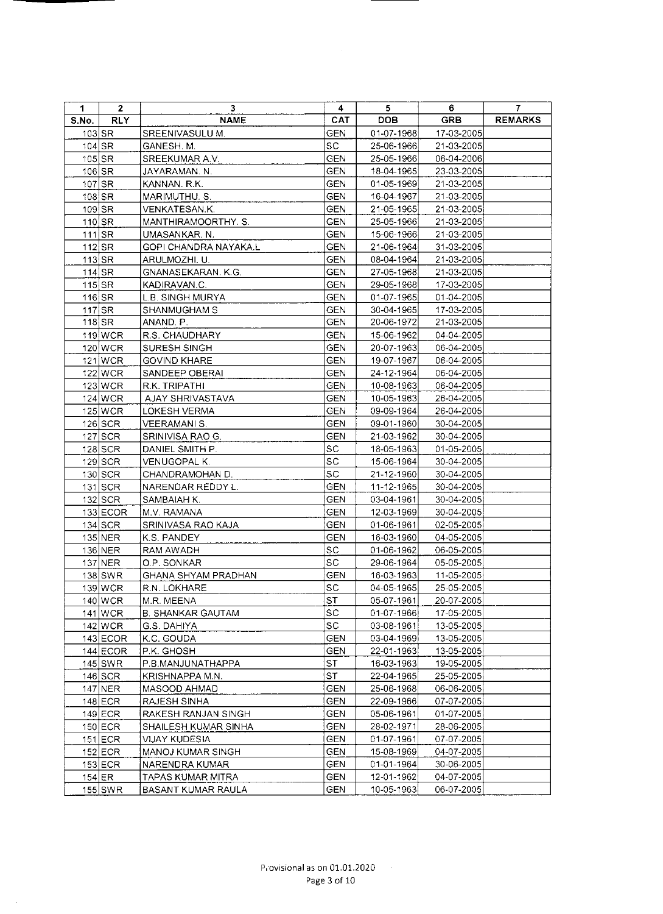| 1 | 2 | 3 | 4 | 5 | 6 | 7 |
|---|---|---|---|---|---|---|
| S.No. | RLY | NAME | CAT | DOB | GRB | REMARKS |
| 103 | SR | SREENIVASULU M. | GEN | 01-07-1968 | 17-03-2005 | |
| 104 | SR | GANESH. M. | SC | 25-06-1966 | 21-03-2005 | |
| 105 | SR | SREEKUMAR A.V. | GEN | 25-05-1966 | 06-04-2006 | |
| 106 | SR | JAYARAMAN. N. | GEN | 18-04-1965 | 23-03-2005 | |
| 107 | SR | KANNAN. R.K. | GEN | 01-05-1969 | 21-03-2005 | |
| 108 | SR | MARIMUTHU. S. | GEN | 16-04-1967 | 21-03-2005 | |
| 109 | SR | VENKATESAN.K. | GEN | 21-05-1965 | 21-03-2005 | |
| 110 | SR | MANTHIRAMOORTHY. S. | GEN | 25-05-1966 | 21-03-2005 | |
| 111 | SR | UMASANKAR. N. | GEN | 15-06-1966 | 21-03-2005 | |
| 112 | SR | GOPI CHANDRA NAYAKA.L | GEN | 21-06-1964 | 31-03-2005 | |
| 113 | SR | ARULMOZHI. U. | GEN | 08-04-1964 | 21-03-2005 | |
| 114 | SR | GNANASEKARAN. K.G. | GEN | 27-05-1968 | 21-03-2005 | |
| 115 | SR | KADIRAVAN.C. | GEN | 29-05-1968 | 17-03-2005 | |
| 116 | SR | L.B. SINGH MURYA | GEN | 01-07-1965 | 01-04-2005 | |
| 117 | SR | SHANMUGHAM S | GEN | 30-04-1965 | 17-03-2005 | |
| 118 | SR | ANAND. P. | GEN | 20-06-1972 | 21-03-2005 | |
| 119 | WCR | R.S. CHAUDHARY | GEN | 15-06-1962 | 04-04-2005 | |
| 120 | WCR | SURESH SINGH | GEN | 20-07-1963 | 06-04-2005 | |
| 121 | WCR | GOVIND KHARE | GEN | 19-07-1967 | 06-04-2005 | |
| 122 | WCR | SANDEEP OBERAI | GEN | 24-12-1964 | 06-04-2005 | |
| 123 | WCR | R.K. TRIPATHI | GEN | 10-08-1963 | 06-04-2005 | |
| 124 | WCR | AJAY SHRIVASTAVA | GEN | 10-05-1963 | 26-04-2005 | |
| 125 | WCR | LOKESH VERMA | GEN | 09-09-1964 | 26-04-2005 | |
| 126 | SCR | VEERAMANI S. | GEN | 09-01-1960 | 30-04-2005 | |
| 127 | SCR | SRINIVISA RAO G. | GEN | 21-03-1962 | 30-04-2005 | |
| 128 | SCR | DANIEL SMITH P. | SC | 18-05-1963 | 01-05-2005 | |
| 129 | SCR | VENUGOPAL K. | SC | 15-06-1964 | 30-04-2005 | |
| 130 | SCR | CHANDRAMOHAN D. | SC | 21-12-1960 | 30-04-2005 | |
| 131 | SCR | NARENDAR REDDY L. | GEN | 11-12-1965 | 30-04-2005 | |
| 132 | SCR | SAMBAIAH K. | GEN | 03-04-1961 | 30-04-2005 | |
| 133 | ECOR | M.V. RAMANA | GEN | 12-03-1969 | 30-04-2005 | |
| 134 | SCR | SRINIVASA RAO KAJA | GEN | 01-06-1961 | 02-05-2005 | |
| 135 | NER | K.S. PANDEY | GEN | 16-03-1960 | 04-05-2005 | |
| 136 | NER | RAM AWADH | SC | 01-06-1962 | 06-05-2005 | |
| 137 | NER | O.P. SONKAR | SC | 29-06-1964 | 05-05-2005 | |
| 138 | SWR | GHANA SHYAM PRADHAN | GEN | 16-03-1963 | 11-05-2005 | |
| 139 | WCR | R.N. LOKHARE | SC | 04-05-1965 | 25-05-2005 | |
| 140 | WCR | M.R. MEENA | ST | 05-07-1961 | 20-07-2005 | |
| 141 | WCR | B. SHANKAR GAUTAM | SC | 01-07-1966 | 17-05-2005 | |
| 142 | WCR | G.S. DAHIYA | SC | 03-08-1961 | 13-05-2005 | |
| 143 | ECOR | K.C. GOUDA | GEN | 03-04-1969 | 13-05-2005 | |
| 144 | ECOR | P.K. GHOSH | GEN | 22-01-1963 | 13-05-2005 | |
| 145 | SWR | P.B.MANJUNATHAPPA | ST | 16-03-1963 | 19-05-2005 | |
| 146 | SCR | KRISHNAPPA M.N. | ST | 22-04-1965 | 25-05-2005 | |
| 147 | NER | MASOOD AHMAD | GEN | 25-06-1968 | 06-06-2005 | |
| 148 | ECR | RAJESH SINHA | GEN | 22-09-1966 | 07-07-2005 | |
| 149 | ECR | RAKESH RANJAN SINGH | GEN | 05-06-1961 | 01-07-2005 | |
| 150 | ECR | SHAILESH KUMAR SINHA | GEN | 28-02-1971 | 28-06-2005 | |
| 151 | ECR | VIJAY KUDESIA | GEN | 01-07-1961 | 07-07-2005 | |
| 152 | ECR | MANOJ KUMAR SINGH | GEN | 15-08-1969 | 04-07-2005 | |
| 153 | ECR | NARENDRA KUMAR | GEN | 01-01-1964 | 30-06-2005 | |
| 154 | ER | TAPAS KUMAR MITRA | GEN | 12-01-1962 | 04-07-2005 | |
| 155 | SWR | BASANT KUMAR RAULA | GEN | 10-05-1963 | 06-07-2005 | |

Provisional as on 01.01.2020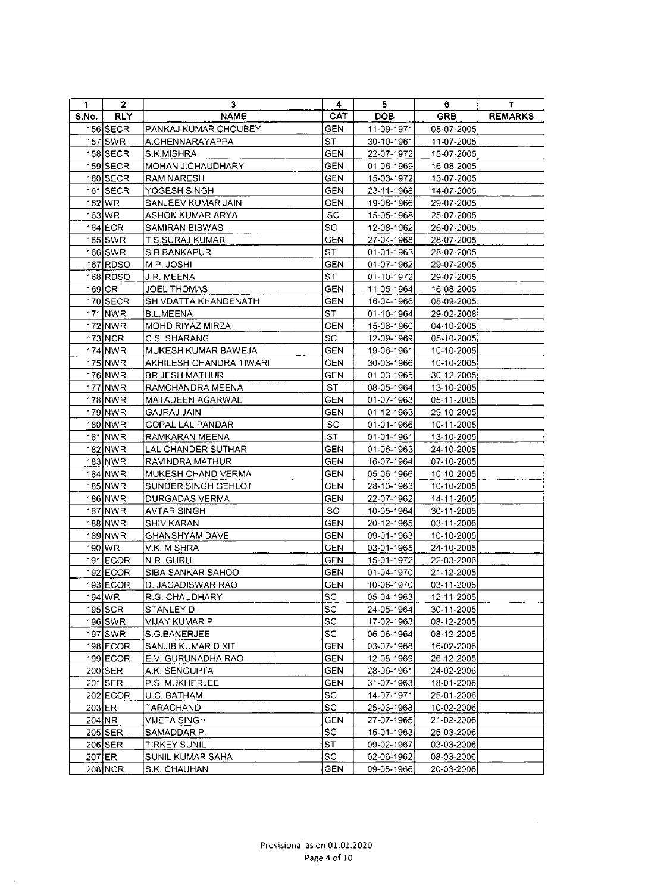| 1 | 2 | 3 | 4 | 5 | 6 | 7 |
|---|---|---|---|---|---|---|
| S.No. | RLY | NAME | CAT | DOB | GRB | REMARKS |
| 156 | SECR | PANKAJ KUMAR CHOUBEY | GEN | 11-09-1971 | 08-07-2005 | |
| 157 | SWR | A.CHENNARAYAPPA | ST | 30-10-1961 | 11-07-2005 | |
| 158 | SECR | S.K.MISHRA | GEN | 22-07-1972 | 15-07-2005 | |
| 159 | SECR | MOHAN J.CHAUDHARY | GEN | 01-06-1969 | 16-08-2005 | |
| 160 | SECR | RAM NARESH | GEN | 15-03-1972 | 13-07-2005 | |
| 161 | SECR | YOGESH SINGH | GEN | 23-11-1968 | 14-07-2005 | |
| 162 | WR | SANJEEV KUMAR JAIN | GEN | 19-06-1966 | 29-07-2005 | |
| 163 | WR | ASHOK KUMAR ARYA | SC | 15-05-1968 | 25-07-2005 | |
| 164 | ECR | SAMIRAN BISWAS | SC | 12-08-1962 | 26-07-2005 | |
| 165 | SWR | T.S.SURAJ KUMAR | GEN | 27-04-1968 | 28-07-2005 | |
| 166 | SWR | S.B.BANKAPUR | ST | 01-01-1963 | 28-07-2005 | |
| 167 | RDSO | M.P. JOSHI | GEN | 01-07-1962 | 29-07-2005 | |
| 168 | RDSO | J.R. MEENA | ST | 01-10-1972 | 29-07-2005 | |
| 169 | CR | JOEL THOMAS | GEN | 11-05-1964 | 16-08-2005 | |
| 170 | SECR | SHIVDATTA KHANDENATH | GEN | 16-04-1966 | 08-09-2005 | |
| 171 | NWR | B.L.MEENA | ST | 01-10-1964 | 29-02-2008 | |
| 172 | NWR | MOHD RIYAZ MIRZA | GEN | 15-08-1960 | 04-10-2005 | |
| 173 | NCR | C.S. SHARANG | SC | 12-09-1969 | 05-10-2005 | |
| 174 | NWR | MUKESH KUMAR BAWEJA | GEN | 19-06-1961 | 10-10-2005 | |
| 175 | NWR | AKHILESH CHANDRA TIWARI | GEN | 30-03-1966 | 10-10-2005 | |
| 176 | NWR | BRIJESH MATHUR | GEN | 01-03-1965 | 30-12-2005 | |
| 177 | NWR | RAMCHANDRA MEENA | ST | 08-05-1964 | 13-10-2005 | |
| 178 | NWR | MATADEEN AGARWAL | GEN | 01-07-1963 | 05-11-2005 | |
| 179 | NWR | GAJRAJ JAIN | GEN | 01-12-1963 | 29-10-2005 | |
| 180 | NWR | GOPAL LAL PANDAR | SC | 01-01-1966 | 10-11-2005 | |
| 181 | NWR | RAMKARAN MEENA | ST | 01-01-1961 | 13-10-2005 | |
| 182 | NWR | LAL CHANDER SUTHAR | GEN | 01-06-1963 | 24-10-2005 | |
| 183 | NWR | RAVINDRA MATHUR | GEN | 16-07-1964 | 07-10-2005 | |
| 184 | NWR | MUKESH CHAND VERMA | GEN | 05-06-1966 | 10-10-2005 | |
| 185 | NWR | SUNDER SINGH GEHLOT | GEN | 28-10-1963 | 10-10-2005 | |
| 186 | NWR | DURGADAS VERMA | GEN | 22-07-1962 | 14-11-2005 | |
| 187 | NWR | AVTAR SINGH | SC | 10-05-1964 | 30-11-2005 | |
| 188 | NWR | SHIV KARAN | GEN | 20-12-1965 | 03-11-2006 | |
| 189 | NWR | GHANSHYAM DAVE | GEN | 09-01-1963 | 10-10-2005 | |
| 190 | WR | V.K. MISHRA | GEN | 03-01-1965 | 24-10-2005 | |
| 191 | ECOR | N.R. GURU | GEN | 15-01-1972 | 22-03-2006 | |
| 192 | ECOR | SIBA SANKAR SAHOO | GEN | 01-04-1970 | 21-12-2005 | |
| 193 | ECOR | D. JAGADISWAR RAO | GEN | 10-06-1970 | 03-11-2005 | |
| 194 | WR | R.G. CHAUDHARY | SC | 05-04-1963 | 12-11-2005 | |
| 195 | SCR | STANLEY D. | SC | 24-05-1964 | 30-11-2005 | |
| 196 | SWR | VIJAY KUMAR P. | SC | 17-02-1963 | 08-12-2005 | |
| 197 | SWR | S.G.BANERJEE | SC | 06-06-1964 | 08-12-2005 | |
| 198 | ECOR | SANJIB KUMAR DIXIT | GEN | 03-07-1968 | 16-02-2006 | |
| 199 | ECOR | E.V. GURUNADHA RAO | GEN | 12-08-1969 | 26-12-2005 | |
| 200 | SER | A.K. SENGUPTA | GEN | 28-06-1961 | 24-02-2006 | |
| 201 | SER | P.S. MUKHERJEE | GEN | 31-07-1963 | 18-01-2006 | |
| 202 | ECOR | U.C. BATHAM | SC | 14-07-1971 | 25-01-2006 | |
| 203 | ER | TARACHAND | SC | 25-03-1968 | 10-02-2006 | |
| 204 | NR | VIJETA SINGH | GEN | 27-07-1965 | 21-02-2006 | |
| 205 | SER | SAMADDAR P. | SC | 15-01-1963 | 25-03-2006 | |
| 206 | SER | TIRKEY SUNIL | ST | 09-02-1967 | 03-03-2006 | |
| 207 | ER | SUNIL KUMAR SAHA | SC | 02-06-1962 | 08-03-2006 | |
| 208 | NCR | S.K. CHAUHAN | GEN | 09-05-1966 | 20-03-2006 | |

Provisional as on 01.01.2020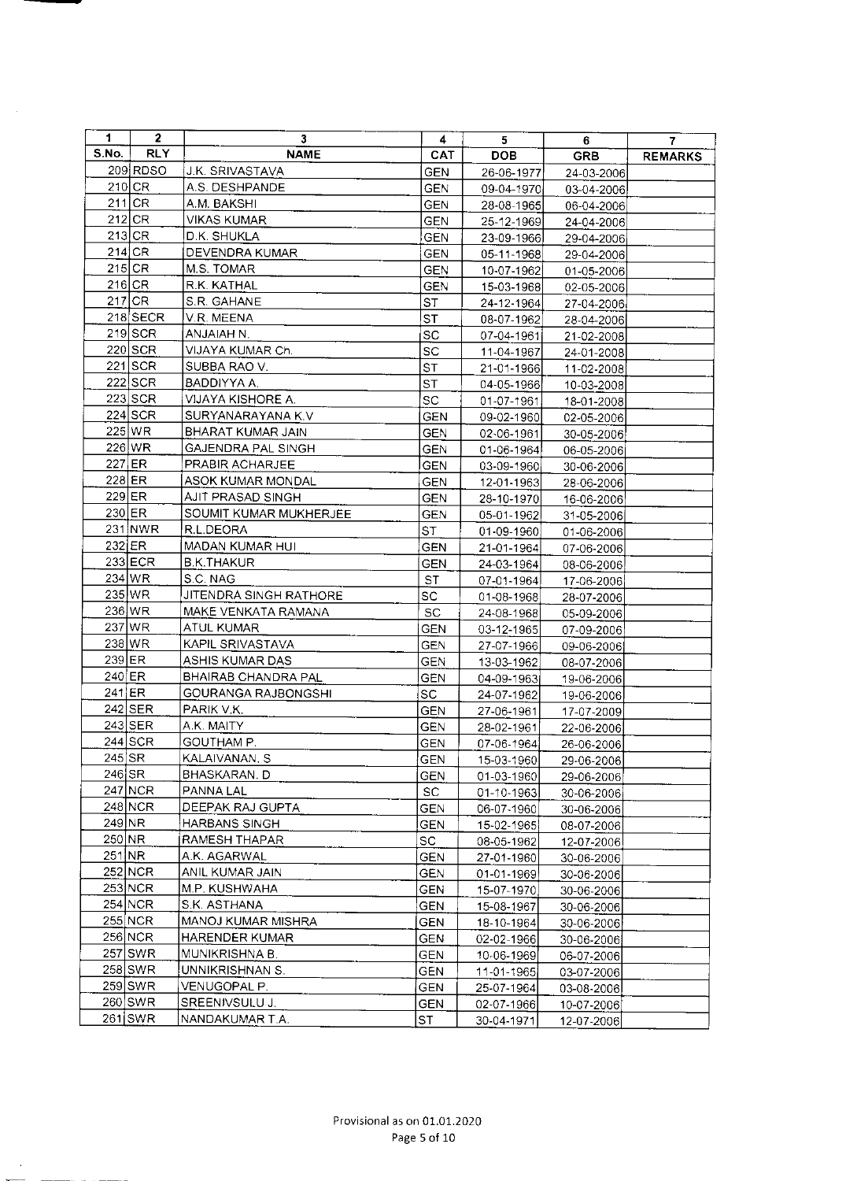| 1 | 2 | 3 | 4 | 5 | 6 | 7 |
|---|---|---|---|---|---|---|
| S.No. | RLY | NAME | CAT | DOB | GRB | REMARKS |
| 209 | RDSO | J.K. SRIVASTAVA | GEN | 26-06-1977 | 24-03-2006 | |
| 210 | CR | A.S. DESHPANDE | GEN | 09-04-1970 | 03-04-2006 | |
| 211 | CR | A.M. BAKSHI | GEN | 28-08-1965 | 06-04-2006 | |
| 212 | CR | VIKAS KUMAR | GEN | 25-12-1969 | 24-04-2006 | |
| 213 | CR | D.K. SHUKLA | GEN | 23-09-1966 | 29-04-2006 | |
| 214 | CR | DEVENDRA KUMAR | GEN | 05-11-1968 | 29-04-2006 | |
| 215 | CR | M.S. TOMAR | GEN | 10-07-1962 | 01-05-2006 | |
| 216 | CR | R.K. KATHAL | GEN | 15-03-1968 | 02-05-2006 | |
| 217 | CR | S.R. GAHANE | ST | 24-12-1964 | 27-04-2006 | |
| 218 | SECR | V.R. MEENA | ST | 08-07-1962 | 28-04-2006 | |
| 219 | SCR | ANJAIAH N. | SC | 07-04-1961 | 21-02-2008 | |
| 220 | SCR | VIJAYA KUMAR Ch. | SC | 11-04-1967 | 24-01-2008 | |
| 221 | SCR | SUBBA RAO V. | ST | 21-01-1966 | 11-02-2008 | |
| 222 | SCR | BADDIYYA A. | ST | 04-05-1966 | 10-03-2008 | |
| 223 | SCR | VIJAYA KISHORE A. | SC | 01-07-1961 | 18-01-2008 | |
| 224 | SCR | SURYANARAYANA K.V | GEN | 09-02-1960 | 02-05-2006 | |
| 225 | WR | BHARAT KUMAR JAIN | GEN | 02-06-1961 | 30-05-2006 | |
| 226 | WR | GAJENDRA PAL SINGH | GEN | 01-06-1964 | 06-05-2006 | |
| 227 | ER | PRABIR ACHARJEE | GEN | 03-09-1960 | 30-06-2006 | |
| 228 | ER | ASOK KUMAR MONDAL | GEN | 12-01-1963 | 28-06-2006 | |
| 229 | ER | AJIT PRASAD SINGH | GEN | 28-10-1970 | 16-06-2006 | |
| 230 | ER | SOUMIT KUMAR MUKHERJEE | GEN | 05-01-1962 | 31-05-2006 | |
| 231 | NWR | R.L.DEORA | ST | 01-09-1960 | 01-06-2006 | |
| 232 | ER | MADAN KUMAR HUI | GEN | 21-01-1964 | 07-06-2006 | |
| 233 | ECR | B.K.THAKUR | GEN | 24-03-1964 | 08-06-2006 | |
| 234 | WR | S.C. NAG | ST | 07-01-1964 | 17-06-2006 | |
| 235 | WR | JITENDRA SINGH RATHORE | SC | 01-08-1968 | 28-07-2006 | |
| 236 | WR | MAKE VENKATA RAMANA | SC | 24-08-1968 | 05-09-2006 | |
| 237 | WR | ATUL KUMAR | GEN | 03-12-1965 | 07-09-2006 | |
| 238 | WR | KAPIL SRIVASTAVA | GEN | 27-07-1966 | 09-06-2006 | |
| 239 | ER | ASHIS KUMAR DAS | GEN | 13-03-1962 | 08-07-2006 | |
| 240 | ER | BHAIRAB CHANDRA PAL | GEN | 04-09-1963 | 19-06-2006 | |
| 241 | ER | GOURANGA RAJBONGSHI | SC | 24-07-1962 | 19-06-2006 | |
| 242 | SER | PARIK V.K. | GEN | 27-06-1961 | 17-07-2009 | |
| 243 | SER | A.K. MAITY | GEN | 28-02-1961 | 22-06-2006 | |
| 244 | SCR | GOUTHAM P. | GEN | 07-06-1964 | 26-06-2006 | |
| 245 | SR | KALAIVANAN. S | GEN | 15-03-1960 | 29-06-2006 | |
| 246 | SR | BHASKARAN. D | GEN | 01-03-1960 | 29-06-2006 | |
| 247 | NCR | PANNA LAL | SC | 01-10-1963 | 30-06-2006 | |
| 248 | NCR | DEEPAK RAJ GUPTA | GEN | 06-07-1960 | 30-06-2006 | |
| 249 | NR | HARBANS SINGH | GEN | 15-02-1965 | 08-07-2006 | |
| 250 | NR | RAMESH THAPAR | SC | 08-05-1962 | 12-07-2006 | |
| 251 | NR | A.K. AGARWAL | GEN | 27-01-1960 | 30-06-2006 | |
| 252 | NCR | ANIL KUMAR JAIN | GEN | 01-01-1969 | 30-06-2006 | |
| 253 | NCR | M.P. KUSHWAHA | GEN | 15-07-1970 | 30-06-2006 | |
| 254 | NCR | S.K. ASTHANA | GEN | 15-08-1967 | 30-06-2006 | |
| 255 | NCR | MANOJ KUMAR MISHRA | GEN | 18-10-1964 | 30-06-2006 | |
| 256 | NCR | HARENDER KUMAR | GEN | 02-02-1966 | 30-06-2006 | |
| 257 | SWR | MUNIKRISHNA B. | GEN | 10-06-1969 | 06-07-2006 | |
| 258 | SWR | UNNIKRISHNAN S. | GEN | 11-01-1965 | 03-07-2006 | |
| 259 | SWR | VENUGOPAL P. | GEN | 25-07-1964 | 03-08-2006 | |
| 260 | SWR | SREENIVSULU J. | GEN | 02-07-1966 | 10-07-2006 | |
| 261 | SWR | NANDAKUMAR T.A. | ST | 30-04-1971 | 12-07-2006 | |

Provisional as on 01.01.2020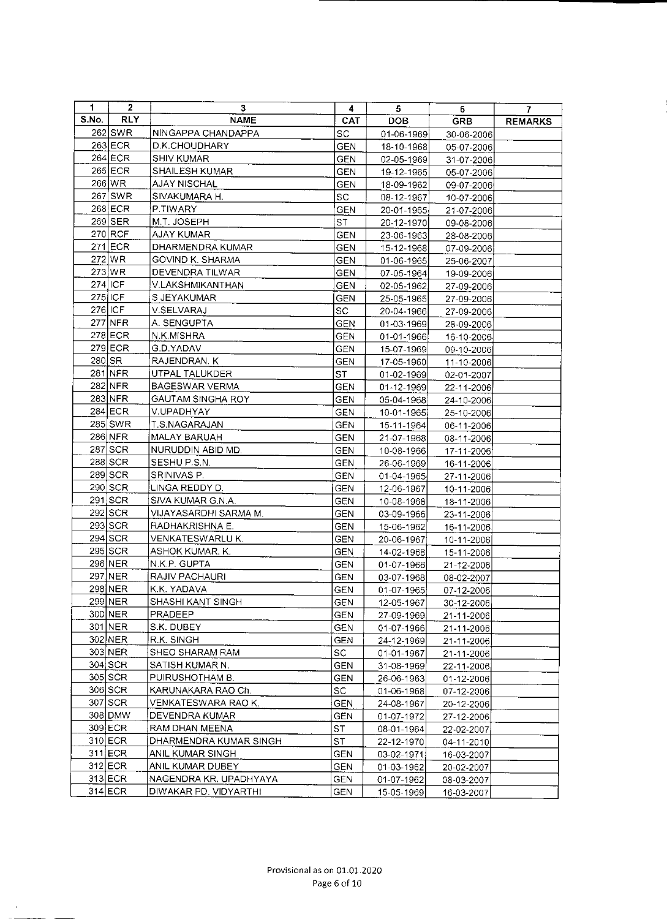| 1 | 2 | 3 | 4 | 5 | 6 | 7 |
|---|---|---|---|---|---|---|
| S.No. | RLY | NAME | CAT | DOB | GRB | REMARKS |
| 262 | SWR | NINGAPPA CHANDAPPA | SC | 01-06-1969 | 30-06-2006 | |
| 263 | ECR | D.K.CHOUDHARY | GEN | 18-10-1968 | 05-07-2006 | |
| 264 | ECR | SHIV KUMAR | GEN | 02-05-1969 | 31-07-2006 | |
| 265 | ECR | SHAILESH KUMAR | GEN | 19-12-1965 | 05-07-2006 | |
| 266 | WR | AJAY NISCHAL | GEN | 18-09-1962 | 09-07-2006 | |
| 267 | SWR | SIVAKUMARA H. | SC | 08-12-1967 | 10-07-2006 | |
| 268 | ECR | P.TIWARY | GEN | 20-01-1965 | 21-07-2006 | |
| 269 | SER | M.T. JOSEPH | ST | 20-12-1970 | 09-08-2006 | |
| 270 | RCF | AJAY KUMAR | GEN | 23-06-1963 | 28-08-2006 | |
| 271 | ECR | DHARMENDRA KUMAR | GEN | 15-12-1968 | 07-09-2006 | |
| 272 | WR | GOVIND K. SHARMA | GEN | 01-06-1965 | 25-06-2007 | |
| 273 | WR | DEVENDRA TILWAR | GEN | 07-05-1964 | 19-09-2006 | |
| 274 | ICF | V.LAKSHMIKANTHAN | GEN | 02-05-1962 | 27-09-2006 | |
| 275 | ICF | S JEYAKUMAR | GEN | 25-05-1965 | 27-09-2006 | |
| 276 | ICF | V.SELVARAJ | SC | 20-04-1966 | 27-09-2006 | |
| 277 | NFR | A. SENGUPTA | GEN | 01-03-1969 | 28-09-2006 | |
| 278 | ECR | N.K.MISHRA | GEN | 01-01-1966 | 16-10-2006 | |
| 279 | ECR | G.D.YADAV | GEN | 15-07-1969 | 09-10-2006 | |
| 280 | SR | RAJENDRAN. K | GEN | 17-05-1960 | 11-10-2006 | |
| 281 | NFR | UTPAL TALUKDER | ST | 01-02-1969 | 02-01-2007 | |
| 282 | NFR | BAGESWAR VERMA | GEN | 01-12-1969 | 22-11-2006 | |
| 283 | NFR | GAUTAM SINGHA ROY | GEN | 05-04-1968 | 24-10-2006 | |
| 284 | ECR | V.UPADHYAY | GEN | 10-01-1965 | 25-10-2006 | |
| 285 | SWR | T.S.NAGARAJAN | GEN | 15-11-1964 | 06-11-2006 | |
| 286 | NFR | MALAY BARUAH | GEN | 21-07-1968 | 08-11-2006 | |
| 287 | SCR | NURUDDIN ABID MD. | GEN | 10-08-1966 | 17-11-2006 | |
| 288 | SCR | SESHU P.S.N. | GEN | 26-06-1969 | 16-11-2006 | |
| 289 | SCR | SRINIVAS P. | GEN | 01-04-1965 | 27-11-2006 | |
| 290 | SCR | LINGA REDDY D. | GEN | 12-06-1967 | 10-11-2006 | |
| 291 | SCR | SIVA KUMAR G.N.A. | GEN | 10-08-1968 | 18-11-2006 | |
| 292 | SCR | VIJAYASARDHI SARMA M. | GEN | 03-09-1966 | 23-11-2006 | |
| 293 | SCR | RADHAKRISHNA E. | GEN | 15-06-1962 | 16-11-2006 | |
| 294 | SCR | VENKATESWARLU K. | GEN | 20-06-1967 | 10-11-2006 | |
| 295 | SCR | ASHOK KUMAR. K. | GEN | 14-02-1968 | 15-11-2006 | |
| 296 | NER | N.K.P. GUPTA | GEN | 01-07-1966 | 21-12-2006 | |
| 297 | NER | RAJIV PACHAURI | GEN | 03-07-1968 | 08-02-2007 | |
| 298 | NER | K.K. YADAVA | GEN | 01-07-1965 | 07-12-2006 | |
| 299 | NER | SHASHI KANT SINGH | GEN | 12-05-1967 | 30-12-2006 | |
| 300 | NER | PRADEEP | GEN | 27-09-1969 | 21-11-2006 | |
| 301 | NER | S.K. DUBEY | GEN | 01-07-1966 | 21-11-2006 | |
| 302 | NER | R.K. SINGH | GEN | 24-12-1969 | 21-11-2006 | |
| 303 | NER | SHEO SHARAM RAM | SC | 01-01-1967 | 21-11-2006 | |
| 304 | SCR | SATISH KUMAR N. | GEN | 31-08-1969 | 22-11-2006 | |
| 305 | SCR | PUIRUSHOTHAM B. | GEN | 26-06-1963 | 01-12-2006 | |
| 306 | SCR | KARUNAKARA RAO Ch. | SC | 01-06-1968 | 07-12-2006 | |
| 307 | SCR | VENKATESWARA RAO K. | GEN | 24-08-1967 | 20-12-2006 | |
| 308 | DMW | DEVENDRA KUMAR | GEN | 01-07-1972 | 27-12-2006 | |
| 309 | ECR | RAM DHAN MEENA | ST | 08-01-1964 | 22-02-2007 | |
| 310 | ECR | DHARMENDRA KUMAR SINGH | ST | 22-12-1970 | 04-11-2010 | |
| 311 | ECR | ANIL KUMAR SINGH | GEN | 03-02-1971 | 16-03-2007 | |
| 312 | ECR | ANIL KUMAR DUBEY | GEN | 01-03-1962 | 20-02-2007 | |
| 313 | ECR | NAGENDRA KR. UPADHYAYA | GEN | 01-07-1962 | 08-03-2007 | |
| 314 | ECR | DIWAKAR PD. VIDYARTHI | GEN | 15-05-1969 | 16-03-2007 | |

Provisional as on 01.01.2020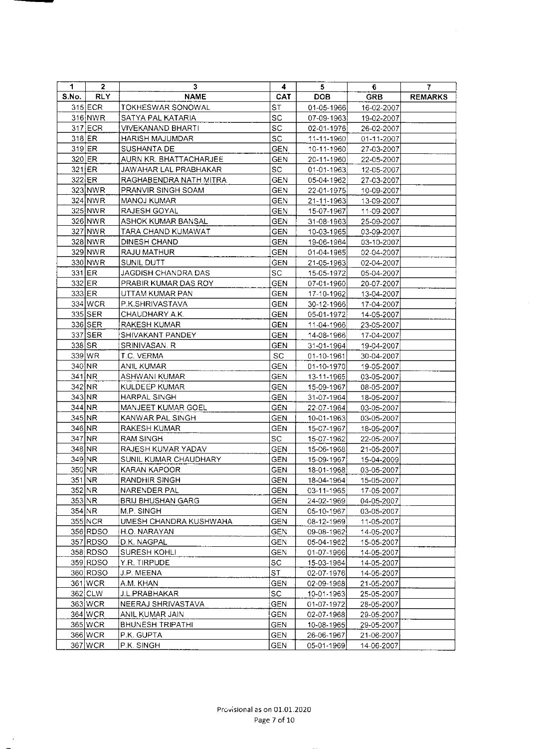| 1 | 2 | 3 | 4 | 5 | 6 | 7 |
|---|---|---|---|---|---|---|
| S.No. | RLY | NAME | CAT | DOB | GRB | REMARKS |
| 315 | ECR | TOKHESWAR SONOWAL | ST | 01-05-1966 | 16-02-2007 | |
| 316 | NWR | SATYA PAL KATARIA | SC | 07-09-1963 | 19-02-2007 | |
| 317 | ECR | VIVEKANAND BHARTI | SC | 02-01-1976 | 26-02-2007 | |
| 318 | ER | HARISH MAJUMDAR | SC | 11-11-1960 | 01-11-2007 | |
| 319 | ER | SUSHANTA DE | GEN | 10-11-1960 | 27-03-2007 | |
| 320 | ER | AURN KR. BHATTACHARJEE | GEN | 20-11-1960 | 22-05-2007 | |
| 321 | ER | JAWAHAR LAL PRABHAKAR | SC | 01-01-1963 | 12-05-2007 | |
| 322 | ER | RAGHABENDRA NATH MITRA | GEN | 05-04-1962 | 27-03-2007 | |
| 323 | NWR | PRANVIR SINGH SOAM | GEN | 22-01-1975 | 10-09-2007 | |
| 324 | NWR | MANOJ KUMAR | GEN | 21-11-1963 | 13-09-2007 | |
| 325 | NWR | RAJESH GOYAL | GEN | 15-07-1967 | 11-09-2007 | |
| 326 | NWR | ASHOK KUMAR BANSAL | GEN | 31-08-1963 | 25-09-2007 | |
| 327 | NWR | TARA CHAND KUMAWAT | GEN | 10-03-1965 | 03-09-2007 | |
| 328 | NWR | DINESH CHAND | GEN | 19-06-1964 | 03-10-2007 | |
| 329 | NWR | RAJU MATHUR | GEN | 01-04-1965 | 02-04-2007 | |
| 330 | NWR | SUNIL DUTT | GEN | 21-05-1963 | 02-04-2007 | |
| 331 | ER | JAGDISH CHANDRA DAS | SC | 15-05-1972 | 05-04-2007 | |
| 332 | ER | PRABIR KUMAR DAS ROY | GEN | 07-01-1960 | 20-07-2007 | |
| 333 | ER | UTTAM KUMAR PAN | GEN | 17-10-1962 | 13-04-2007 | |
| 334 | WCR | P.K.SHRIVASTAVA | GEN | 30-12-1966 | 17-04-2007 | |
| 335 | SER | CHAUDHARY A.K. | GEN | 05-01-1972 | 14-05-2007 | |
| 336 | SER | RAKESH KUMAR | GEN | 11-04-1966 | 23-05-2007 | |
| 337 | SER | SHIVAKANT PANDEY | GEN | 14-08-1966 | 17-04-2007 | |
| 338 | SR | SRINIVASAN. R | GEN | 31-01-1964 | 19-04-2007 | |
| 339 | WR | T.C. VERMA | SC | 01-10-1961 | 30-04-2007 | |
| 340 | NR | ANIL KUMAR | GEN | 01-10-1970 | 19-05-2007 | |
| 341 | NR | ASHWANI KUMAR | GEN | 13-11-1965 | 03-05-2007 | |
| 342 | NR | KULDEEP KUMAR | GEN | 15-09-1967 | 08-05-2007 | |
| 343 | NR | HARPAL SINGH | GEN | 31-07-1964 | 18-05-2007 | |
| 344 | NR | MANJEET KUMAR GOEL | GEN | 22-07-1964 | 03-05-2007 | |
| 345 | NR | KANWAR PAL SINGH | GEN | 10-01-1963 | 03-05-2007 | |
| 346 | NR | RAKESH KUMAR | GEN | 15-07-1967 | 18-05-2007 | |
| 347 | NR | RAM SINGH | SC | 15-07-1962 | 22-05-2007 | |
| 348 | NR | RAJESH KUMAR YADAV | GEN | 15-06-1968 | 21-05-2007 | |
| 349 | NR | SUNIL KUMAR CHAUDHARY | GEN | 15-09-1967 | 15-04-2009 | |
| 350 | NR | KARAN KAPOOR | GEN | 18-01-1968 | 03-05-2007 | |
| 351 | NR | RANDHIR SINGH | GEN | 18-04-1964 | 15-05-2007 | |
| 352 | NR | NARENDER PAL | GEN | 03-11-1965 | 17-05-2007 | |
| 353 | NR | BRIJ BHUSHAN GARG | GEN | 24-02-1969 | 04-05-2007 | |
| 354 | NR | M.P. SINGH | GEN | 05-10-1967 | 03-05-2007 | |
| 355 | NCR | UMESH CHANDRA KUSHWAHA | GEN | 08-12-1969 | 11-05-2007 | |
| 356 | RDSO | H.O. NARAYAN | GEN | 09-08-1962 | 14-05-2007 | |
| 357 | RDSO | D.K. NAGPAL | GEN | 05-04-1962 | 15-05-2007 | |
| 358 | RDSO | SURESH KOHLI | GEN | 01-07-1966 | 14-05-2007 | |
| 359 | RDSO | Y.R. TIRPUDE | SC | 15-03-1964 | 14-05-2007 | |
| 360 | RDSO | J.P. MEENA | ST | 02-07-1976 | 14-05-2007 | |
| 361 | WCR | A.M. KHAN | GEN | 02-09-1968 | 21-05-2007 | |
| 362 | CLW | J.L.PRABHAKAR | SC | 10-01-1963 | 25-05-2007 | |
| 363 | WCR | NEERAJ SHRIVASTAVA | GEN | 01-07-1972 | 28-05-2007 | |
| 364 | WCR | ANIL KUMAR JAIN | GEN | 02-07-1968 | 29-05-2007 | |
| 365 | WCR | BHUNESH TRIPATHI | GEN | 10-08-1965 | 29-05-2007 | |
| 366 | WCR | P.K. GUPTA | GEN | 26-06-1967 | 21-06-2007 | |
| 367 | WCR | P.K. SINGH | GEN | 05-01-1969 | 14-06-2007 | |

Provisional as on 01.01.2020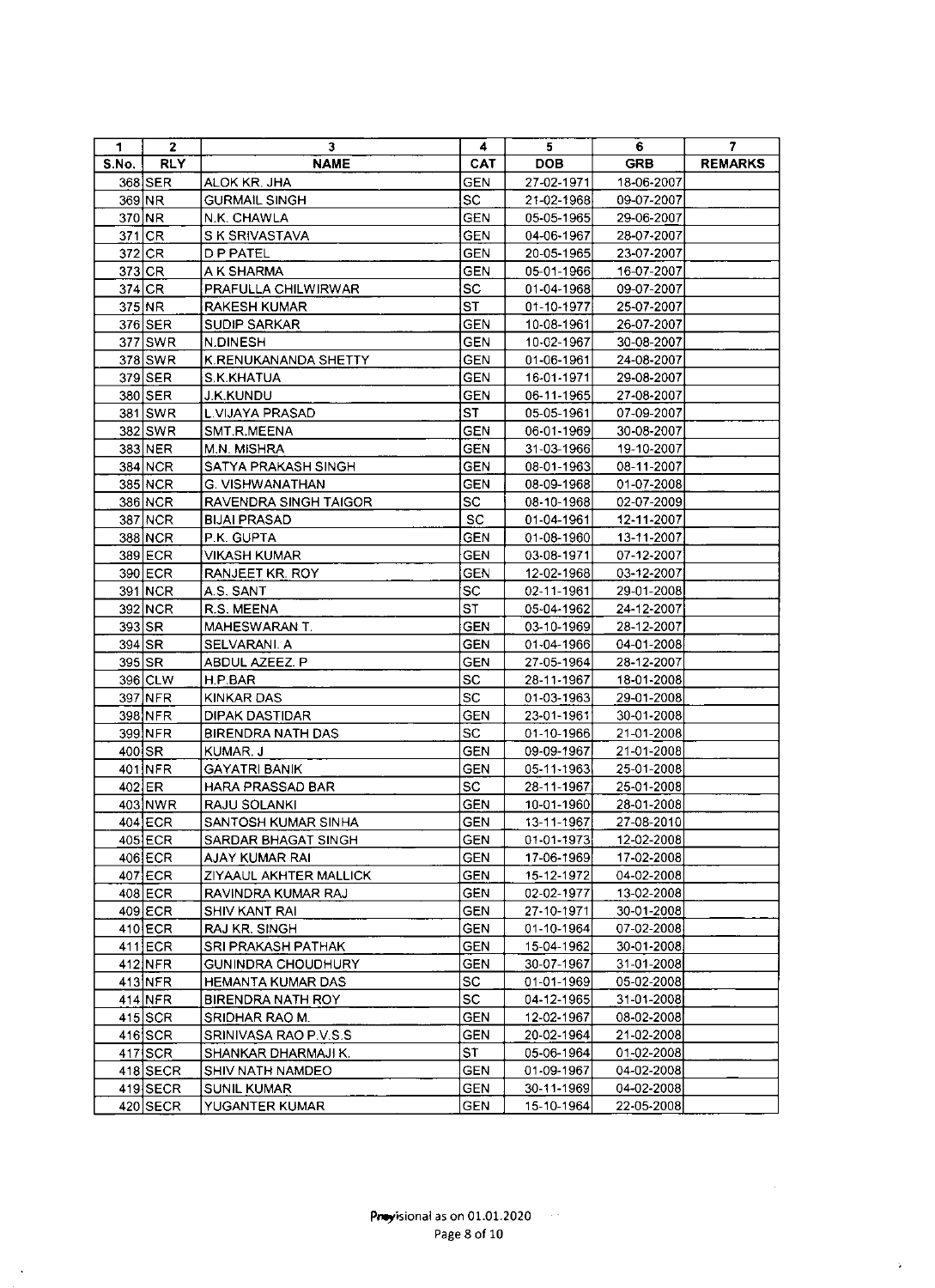| 1 | 2 | 3 | 4 | 5 | 6 | 7 |
|---|---|---|---|---|---|---|
| S.No. | RLY | NAME | CAT | DOB | GRB | REMARKS |
| 368 | SER | ALOK KR. JHA | GEN | 27-02-1971 | 18-06-2007 | |
| 369 | NR | GURMAIL SINGH | SC | 21-02-1968 | 09-07-2007 | |
| 370 | NR | N.K. CHAWLA | GEN | 05-05-1965 | 29-06-2007 | |
| 371 | CR | S K SRIVASTAVA | GEN | 04-06-1967 | 28-07-2007 | |
| 372 | CR | D P PATEL | GEN | 20-05-1965 | 23-07-2007 | |
| 373 | CR | A K SHARMA | GEN | 05-01-1966 | 16-07-2007 | |
| 374 | CR | PRAFULLA CHILWIRWAR | SC | 01-04-1968 | 09-07-2007 | |
| 375 | NR | RAKESH KUMAR | ST | 01-10-1977 | 25-07-2007 | |
| 376 | SER | SUDIP SARKAR | GEN | 10-08-1961 | 26-07-2007 | |
| 377 | SWR | N.DINESH | GEN | 10-02-1967 | 30-08-2007 | |
| 378 | SWR | K.RENUKANANDA SHETTY | GEN | 01-06-1961 | 24-08-2007 | |
| 379 | SER | S.K.KHATUA | GEN | 16-01-1971 | 29-08-2007 | |
| 380 | SER | J.K.KUNDU | GEN | 06-11-1965 | 27-08-2007 | |
| 381 | SWR | L.VIJAYA PRASAD | ST | 05-05-1961 | 07-09-2007 | |
| 382 | SWR | SMT.R.MEENA | GEN | 06-01-1969 | 30-08-2007 | |
| 383 | NER | M.N. MISHRA | GEN | 31-03-1966 | 19-10-2007 | |
| 384 | NCR | SATYA PRAKASH SINGH | GEN | 08-01-1963 | 08-11-2007 | |
| 385 | NCR | G. VISHWANATHAN | GEN | 08-09-1968 | 01-07-2008 | |
| 386 | NCR | RAVENDRA SINGH TAIGOR | SC | 08-10-1968 | 02-07-2009 | |
| 387 | NCR | BIJAI PRASAD | SC | 01-04-1961 | 12-11-2007 | |
| 388 | NCR | P.K. GUPTA | GEN | 01-08-1960 | 13-11-2007 | |
| 389 | ECR | VIKASH KUMAR | GEN | 03-08-1971 | 07-12-2007 | |
| 390 | ECR | RANJEET KR. ROY | GEN | 12-02-1968 | 03-12-2007 | |
| 391 | NCR | A.S. SANT | SC | 02-11-1961 | 29-01-2008 | |
| 392 | NCR | R.S. MEENA | ST | 05-04-1962 | 24-12-2007 | |
| 393 | SR | MAHESWARAN T. | GEN | 03-10-1969 | 28-12-2007 | |
| 394 | SR | SELVARANI. A | GEN | 01-04-1966 | 04-01-2008 | |
| 395 | SR | ABDUL AZEEZ. P | GEN | 27-05-1964 | 28-12-2007 | |
| 396 | CLW | H.P.BAR | SC | 28-11-1967 | 18-01-2008 | |
| 397 | NFR | KINKAR DAS | SC | 01-03-1963 | 29-01-2008 | |
| 398 | NFR | DIPAK DASTIDAR | GEN | 23-01-1961 | 30-01-2008 | |
| 399 | NFR | BIRENDRA NATH DAS | SC | 01-10-1966 | 21-01-2008 | |
| 400 | SR | KUMAR. J | GEN | 09-09-1967 | 21-01-2008 | |
| 401 | NFR | GAYATRI BANIK | GEN | 05-11-1963 | 25-01-2008 | |
| 402 | ER | HARA PRASSAD BAR | SC | 28-11-1967 | 25-01-2008 | |
| 403 | NWR | RAJU SOLANKI | GEN | 10-01-1960 | 28-01-2008 | |
| 404 | ECR | SANTOSH KUMAR SINHA | GEN | 13-11-1967 | 27-08-2010 | |
| 405 | ECR | SARDAR BHAGAT SINGH | GEN | 01-01-1973 | 12-02-2008 | |
| 406 | ECR | AJAY KUMAR RAI | GEN | 17-06-1969 | 17-02-2008 | |
| 407 | ECR | ZIYAAUL AKHTER MALLICK | GEN | 15-12-1972 | 04-02-2008 | |
| 408 | ECR | RAVINDRA KUMAR RAJ | GEN | 02-02-1977 | 13-02-2008 | |
| 409 | ECR | SHIV KANT RAI | GEN | 27-10-1971 | 30-01-2008 | |
| 410 | ECR | RAJ KR. SINGH | GEN | 01-10-1964 | 07-02-2008 | |
| 411 | ECR | SRI PRAKASH PATHAK | GEN | 15-04-1962 | 30-01-2008 | |
| 412 | NFR | GUNINDRA CHOUDHURY | GEN | 30-07-1967 | 31-01-2008 | |
| 413 | NFR | HEMANTA KUMAR DAS | SC | 01-01-1969 | 05-02-2008 | |
| 414 | NFR | BIRENDRA NATH ROY | SC | 04-12-1965 | 31-01-2008 | |
| 415 | SCR | SRIDHAR RAO M. | GEN | 12-02-1967 | 08-02-2008 | |
| 416 | SCR | SRINIVASA RAO P.V.S.S | GEN | 20-02-1964 | 21-02-2008 | |
| 417 | SCR | SHANKAR DHARMAJI K. | ST | 05-06-1964 | 01-02-2008 | |
| 418 | SECR | SHIV NATH NAMDEO | GEN | 01-09-1967 | 04-02-2008 | |
| 419 | SECR | SUNIL KUMAR | GEN | 30-11-1969 | 04-02-2008 | |
| 420 | SECR | YUGANTER KUMAR | GEN | 15-10-1964 | 22-05-2008 | |

Provisional as on 01.01.2020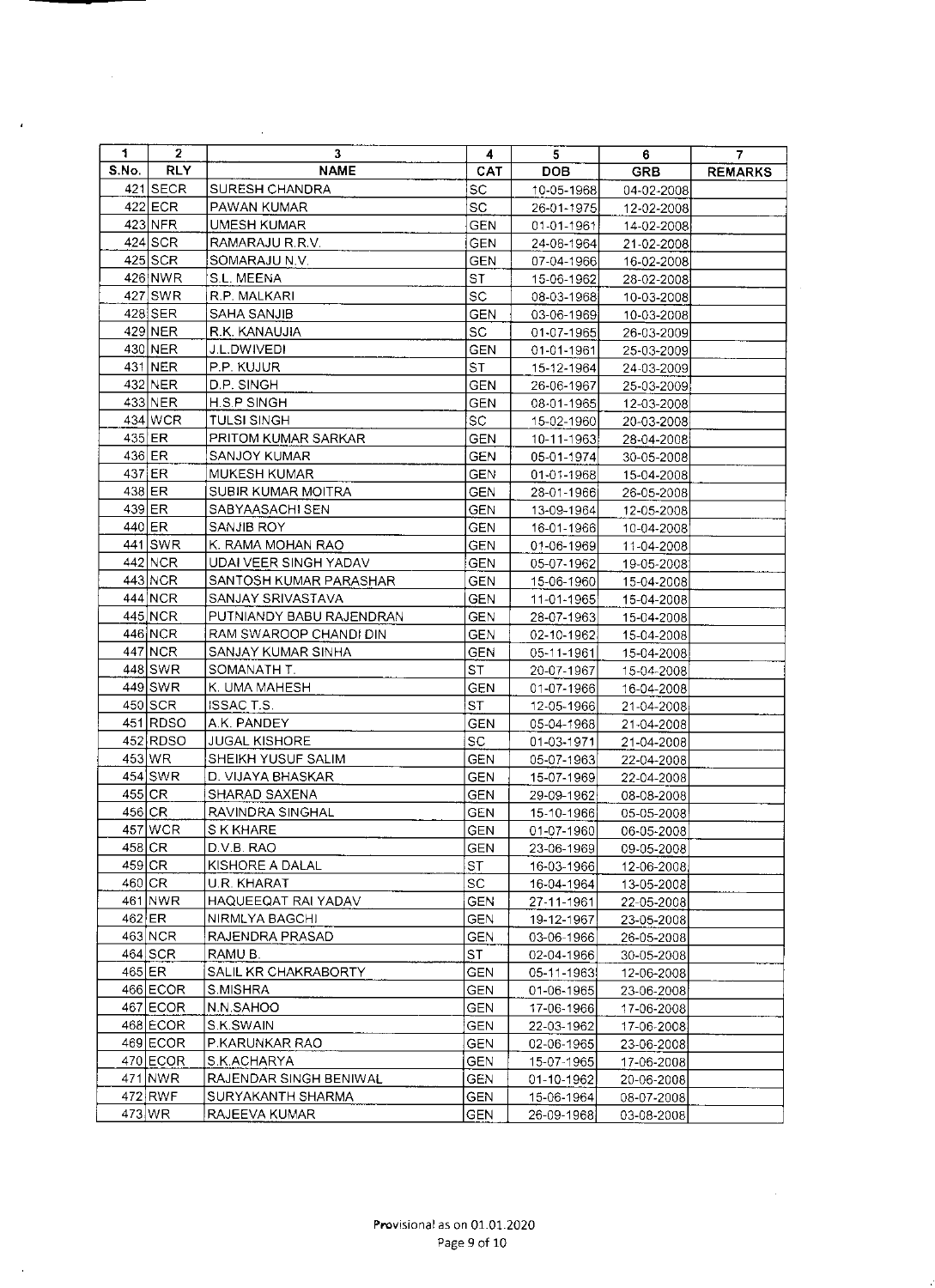| 1 | 2 | 3 | 4 | 5 | 6 | 7 |
|---|---|---|---|---|---|---|
| S.No. | RLY | NAME | CAT | DOB | GRB | REMARKS |
| 421 | SECR | SURESH CHANDRA | SC | 10-05-1968 | 04-02-2008 | |
| 422 | ECR | PAWAN KUMAR | SC | 26-01-1975 | 12-02-2008 | |
| 423 | NFR | UMESH KUMAR | GEN | 01-01-1961 | 14-02-2008 | |
| 424 | SCR | RAMARAJU R.R.V. | GEN | 24-06-1964 | 21-02-2008 | |
| 425 | SCR | SOMARAJU N.V. | GEN | 07-04-1966 | 16-02-2008 | |
| 426 | NWR | S.L. MEENA | ST | 15-06-1962 | 28-02-2008 | |
| 427 | SWR | R.P. MALKARI | SC | 08-03-1968 | 10-03-2008 | |
| 428 | SER | SAHA SANJIB | GEN | 03-06-1969 | 10-03-2008 | |
| 429 | NER | R.K. KANAUJIA | SC | 01-07-1965 | 26-03-2009 | |
| 430 | NER | J.L.DWIVEDI | GEN | 01-01-1961 | 25-03-2009 | |
| 431 | NER | P.P. KUJUR | ST | 15-12-1964 | 24-03-2009 | |
| 432 | NER | D.P. SINGH | GEN | 26-06-1967 | 25-03-2009 | |
| 433 | NER | H.S.P SINGH | GEN | 08-01-1965 | 12-03-2008 | |
| 434 | WCR | TULSI SINGH | SC | 15-02-1960 | 20-03-2008 | |
| 435 | ER | PRITOM KUMAR SARKAR | GEN | 10-11-1963 | 28-04-2008 | |
| 436 | ER | SANJOY KUMAR | GEN | 05-01-1974 | 30-05-2008 | |
| 437 | ER | MUKESH KUMAR | GEN | 01-01-1968 | 15-04-2008 | |
| 438 | ER | SUBIR KUMAR MOITRA | GEN | 28-01-1966 | 26-05-2008 | |
| 439 | ER | SABYAASACHI SEN | GEN | 13-09-1964 | 12-05-2008 | |
| 440 | ER | SANJIB ROY | GEN | 16-01-1966 | 10-04-2008 | |
| 441 | SWR | K. RAMA MOHAN RAO | GEN | 01-06-1969 | 11-04-2008 | |
| 442 | NCR | UDAI VEER SINGH YADAV | GEN | 05-07-1962 | 19-05-2008 | |
| 443 | NCR | SANTOSH KUMAR PARASHAR | GEN | 15-06-1960 | 15-04-2008 | |
| 444 | NCR | SANJAY SRIVASTAVA | GEN | 11-01-1965 | 15-04-2008 | |
| 445 | NCR | PUTNIANDY BABU RAJENDRAN | GEN | 28-07-1963 | 15-04-2008 | |
| 446 | NCR | RAM SWAROOP CHANDI DIN | GEN | 02-10-1962 | 15-04-2008 | |
| 447 | NCR | SANJAY KUMAR SINHA | GEN | 05-11-1961 | 15-04-2008 | |
| 448 | SWR | SOMANATH T. | ST | 20-07-1967 | 15-04-2008 | |
| 449 | SWR | K. UMA MAHESH | GEN | 01-07-1966 | 16-04-2008 | |
| 450 | SCR | ISSAC T.S. | ST | 12-05-1966 | 21-04-2008 | |
| 451 | RDSO | A.K. PANDEY | GEN | 05-04-1968 | 21-04-2008 | |
| 452 | RDSO | JUGAL KISHORE | SC | 01-03-1971 | 21-04-2008 | |
| 453 | WR | SHEIKH YUSUF SALIM | GEN | 05-07-1963 | 22-04-2008 | |
| 454 | SWR | D. VIJAYA BHASKAR | GEN | 15-07-1969 | 22-04-2008 | |
| 455 | CR | SHARAD SAXENA | GEN | 29-09-1962 | 08-08-2008 | |
| 456 | CR | RAVINDRA SINGHAL | GEN | 15-10-1966 | 05-05-2008 | |
| 457 | WCR | S K KHARE | GEN | 01-07-1960 | 06-05-2008 | |
| 458 | CR | D.V.B. RAO | GEN | 23-06-1969 | 09-05-2008 | |
| 459 | CR | KISHORE A DALAL | ST | 16-03-1966 | 12-06-2008 | |
| 460 | CR | U.R. KHARAT | SC | 16-04-1964 | 13-05-2008 | |
| 461 | NWR | HAQUEEQAT RAI YADAV | GEN | 27-11-1961 | 22-05-2008 | |
| 462 | ER | NIRMLYA BAGCHI | GEN | 19-12-1967 | 23-05-2008 | |
| 463 | NCR | RAJENDRA PRASAD | GEN | 03-06-1966 | 26-05-2008 | |
| 464 | SCR | RAMU B. | ST | 02-04-1966 | 30-05-2008 | |
| 465 | ER | SALIL KR CHAKRABORTY | GEN | 05-11-1963 | 12-06-2008 | |
| 466 | ECOR | S.MISHRA | GEN | 01-06-1965 | 23-06-2008 | |
| 467 | ECOR | N.N.SAHOO | GEN | 17-06-1966 | 17-06-2008 | |
| 468 | ECOR | S.K.SWAIN | GEN | 22-03-1962 | 17-06-2008 | |
| 469 | ECOR | P.KARUNKAR RAO | GEN | 02-06-1965 | 23-06-2008 | |
| 470 | ECOR | S.K.ACHARYA | GEN | 15-07-1965 | 17-06-2008 | |
| 471 | NWR | RAJENDAR SINGH BENIWAL | GEN | 01-10-1962 | 20-06-2008 | |
| 472 | RWF | SURYAKANTH SHARMA | GEN | 15-06-1964 | 08-07-2008 | |
| 473 | WR | RAJEEVA KUMAR | GEN | 26-09-1968 | 03-08-2008 | |

**Provisional as on 01.01.2020**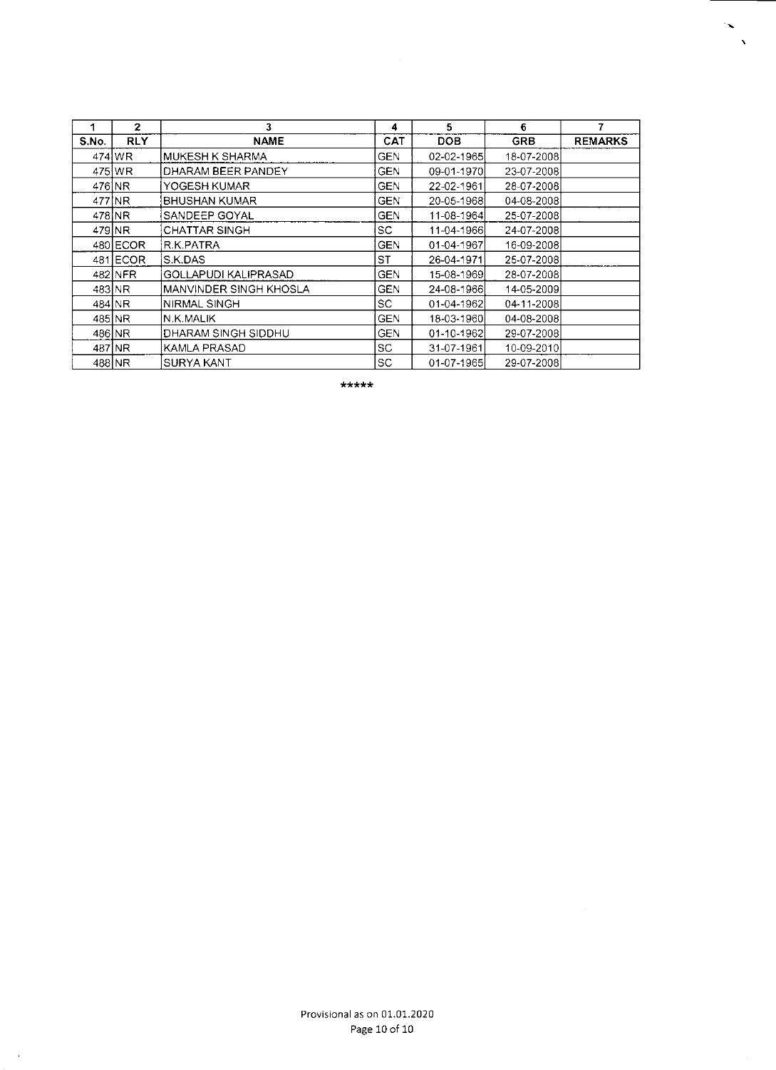| 1 | 2 | 3 | 4 | 5 | 6 | 7 |
|---|---|---|---|---|---|---|
| S.No. | RLY | NAME | CAT | DOB | GRB | REMARKS |
| 474 | WR | MUKESH K SHARMA | GEN | 02-02-1965 | 18-07-2008 | |
| 475 | WR | DHARAM BEER PANDEY | GEN | 09-01-1970 | 23-07-2008 | |
| 476 | NR | YOGESH KUMAR | GEN | 22-02-1961 | 28-07-2008 | |
| 477 | NR | BHUSHAN KUMAR | GEN | 20-05-1968 | 04-08-2008 | |
| 478 | NR | SANDEEP GOYAL | GEN | 11-08-1964 | 25-07-2008 | |
| 479 | NR | CHATTAR SINGH | SC | 11-04-1966 | 24-07-2008 | |
| 480 | ECOR | R.K.PATRA | GEN | 01-04-1967 | 16-09-2008 | |
| 481 | ECOR | S.K.DAS | ST | 26-04-1971 | 25-07-2008 | |
| 482 | NFR | GOLLAPUDI KALIPRASAD | GEN | 15-08-1969 | 28-07-2008 | |
| 483 | NR | MANVINDER SINGH KHOSLA | GEN | 24-08-1966 | 14-05-2009 | |
| 484 | NR | NIRMAL SINGH | SC | 01-04-1962 | 04-11-2008 | |
| 485 | NR | N.K.MALIK | GEN | 18-03-1960 | 04-08-2008 | |
| 486 | NR | DHARAM SINGH SIDDHU | GEN | 01-10-1962 | 29-07-2008 | |
| 487 | NR | KAMLA PRASAD | SC | 31-07-1961 | 10-09-2010 | |
| 488 | NR | SURYA KANT | SC | 01-07-1965 | 29-07-2008 | |

*****

Provisional as on 01.01.2020